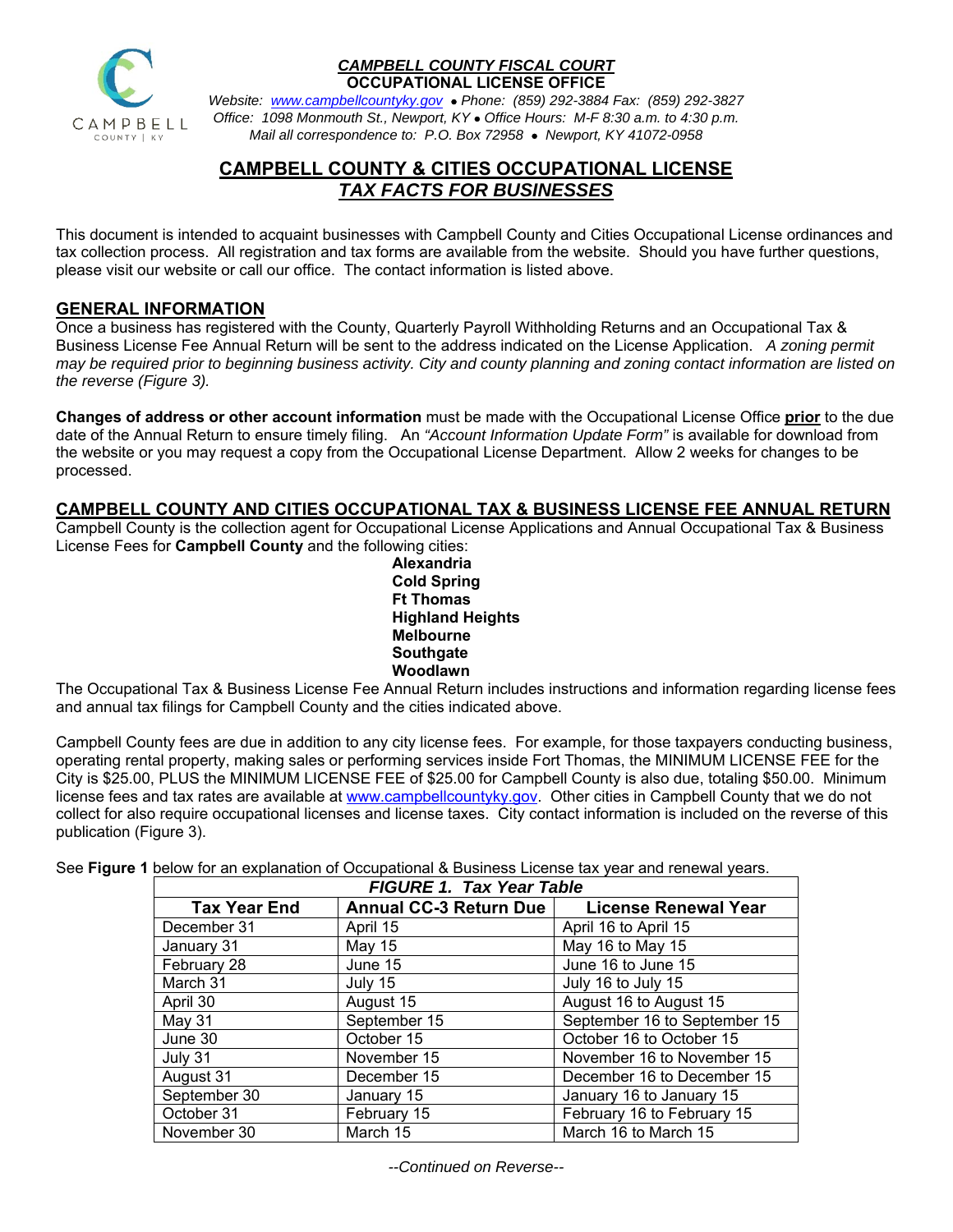**_CAMPBELL COUNTY FISCAL COURT_**
**OCCUPATIONAL LICENSE OFFICE**

*Website: www.campbellcountyky.gov • Phone: (859) 292-3884 Fax: (859) 292-3827*
*Office: 1098 Monmouth St., Newport, KY • Office Hours: M-F 8:30 a.m. to 4:30 p.m.*
*Mail all correspondence to: P.O. Box 72958 • Newport, KY 41072-0958*

# CAMPBELL COUNTY & CITIES OCCUPATIONAL LICENSE
## *TAX FACTS FOR BUSINESSES*

This document is intended to acquaint businesses with Campbell County and Cities Occupational License ordinances and tax collection process. All registration and tax forms are available from the website. Should you have further questions, please visit our website or call our office. The contact information is listed above.

## GENERAL INFORMATION

Once a business has registered with the County, Quarterly Payroll Withholding Returns and an Occupational Tax & Business License Fee Annual Return will be sent to the address indicated on the License Application. *A zoning permit may be required prior to beginning business activity. City and county planning and zoning contact information are listed on the reverse (Figure 3).*

**Changes of address or other account information** must be made with the Occupational License Office **prior** to the due date of the Annual Return to ensure timely filing. An *"Account Information Update Form"* is available for download from the website or you may request a copy from the Occupational License Department. Allow 2 weeks for changes to be processed.

## CAMPBELL COUNTY AND CITIES OCCUPATIONAL TAX & BUSINESS LICENSE FEE ANNUAL RETURN

Campbell County is the collection agent for Occupational License Applications and Annual Occupational Tax & Business License Fees for **Campbell County** and the following cities:

**Alexandria**
**Cold Spring**
**Ft Thomas**
**Highland Heights**
**Melbourne**
**Southgate**
**Woodlawn**

The Occupational Tax & Business License Fee Annual Return includes instructions and information regarding license fees and annual tax filings for Campbell County and the cities indicated above.

Campbell County fees are due in addition to any city license fees. For example, for those taxpayers conducting business, operating rental property, making sales or performing services inside Fort Thomas, the MINIMUM LICENSE FEE for the City is $25.00, PLUS the MINIMUM LICENSE FEE of $25.00 for Campbell County is also due, totaling $50.00. Minimum license fees and tax rates are available at www.campbellcountyky.gov. Other cities in Campbell County that we do not collect for also require occupational licenses and license taxes. City contact information is included on the reverse of this publication (Figure 3).

See **Figure 1** below for an explanation of Occupational & Business License tax year and renewal years.

*FIGURE 1. Tax Year Table*

| Tax Year End | Annual CC-3 Return Due | License Renewal Year |
|---|---|---|
| December 31 | April 15 | April 16 to April 15 |
| January 31 | May 15 | May 16 to May 15 |
| February 28 | June 15 | June 16 to June 15 |
| March 31 | July 15 | July 16 to July 15 |
| April 30 | August 15 | August 16 to August 15 |
| May 31 | September 15 | September 16 to September 15 |
| June 30 | October 15 | October 16 to October 15 |
| July 31 | November 15 | November 16 to November 15 |
| August 31 | December 15 | December 16 to December 15 |
| September 30 | January 15 | January 16 to January 15 |
| October 31 | February 15 | February 16 to February 15 |
| November 30 | March 15 | March 16 to March 15 |

*--Continued on Reverse--*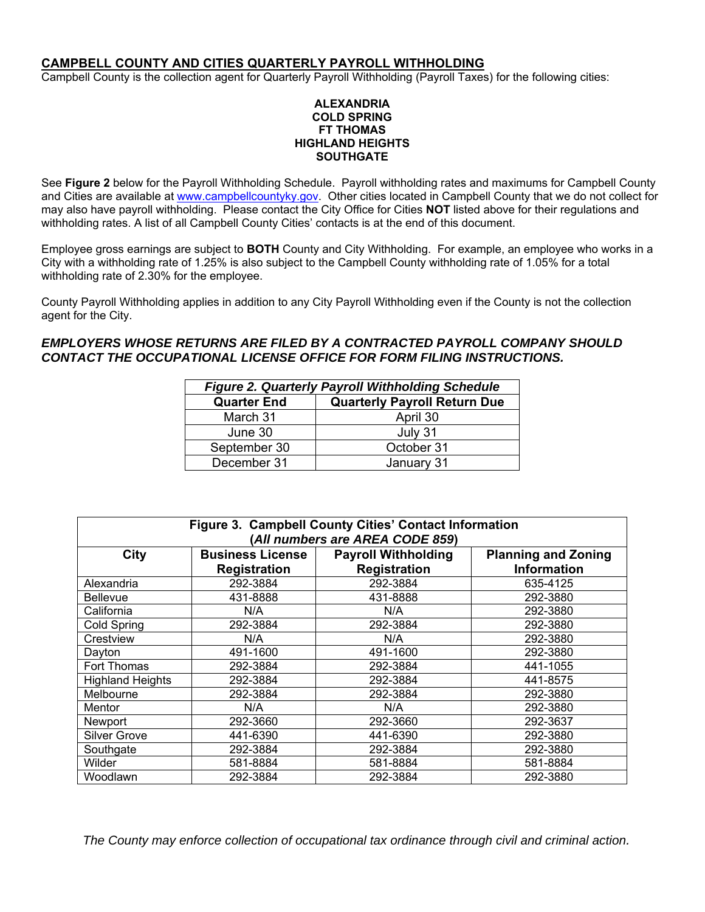## CAMPBELL COUNTY AND CITIES QUARTERLY PAYROLL WITHHOLDING

Campbell County is the collection agent for Quarterly Payroll Withholding (Payroll Taxes) for the following cities:

**ALEXANDRIA**
**COLD SPRING**
**FT THOMAS**
**HIGHLAND HEIGHTS**
**SOUTHGATE**

See **Figure 2** below for the Payroll Withholding Schedule. Payroll withholding rates and maximums for Campbell County and Cities are available at www.campbellcountyky.gov. Other cities located in Campbell County that we do not collect for may also have payroll withholding. Please contact the City Office for Cities **NOT** listed above for their regulations and withholding rates. A list of all Campbell County Cities' contacts is at the end of this document.

Employee gross earnings are subject to **BOTH** County and City Withholding. For example, an employee who works in a City with a withholding rate of 1.25% is also subject to the Campbell County withholding rate of 1.05% for a total withholding rate of 2.30% for the employee.

County Payroll Withholding applies in addition to any City Payroll Withholding even if the County is not the collection agent for the City.

***EMPLOYERS WHOSE RETURNS ARE FILED BY A CONTRACTED PAYROLL COMPANY SHOULD CONTACT THE OCCUPATIONAL LICENSE OFFICE FOR FORM FILING INSTRUCTIONS.***

***Figure 2. Quarterly Payroll Withholding Schedule***

| Quarter End | Quarterly Payroll Return Due |
|---|---|
| March 31 | April 30 |
| June 30 | July 31 |
| September 30 | October 31 |
| December 31 | January 31 |

**Figure 3. Campbell County Cities' Contact Information**
**(*All numbers are AREA CODE 859*)**

| City | Business License Registration | Payroll Withholding Registration | Planning and Zoning Information |
|---|---|---|---|
| Alexandria | 292-3884 | 292-3884 | 635-4125 |
| Bellevue | 431-8888 | 431-8888 | 292-3880 |
| California | N/A | N/A | 292-3880 |
| Cold Spring | 292-3884 | 292-3884 | 292-3880 |
| Crestview | N/A | N/A | 292-3880 |
| Dayton | 491-1600 | 491-1600 | 292-3880 |
| Fort Thomas | 292-3884 | 292-3884 | 441-1055 |
| Highland Heights | 292-3884 | 292-3884 | 441-8575 |
| Melbourne | 292-3884 | 292-3884 | 292-3880 |
| Mentor | N/A | N/A | 292-3880 |
| Newport | 292-3660 | 292-3660 | 292-3637 |
| Silver Grove | 441-6390 | 441-6390 | 292-3880 |
| Southgate | 292-3884 | 292-3884 | 292-3880 |
| Wilder | 581-8884 | 581-8884 | 581-8884 |
| Woodlawn | 292-3884 | 292-3884 | 292-3880 |

*The County may enforce collection of occupational tax ordinance through civil and criminal action.*